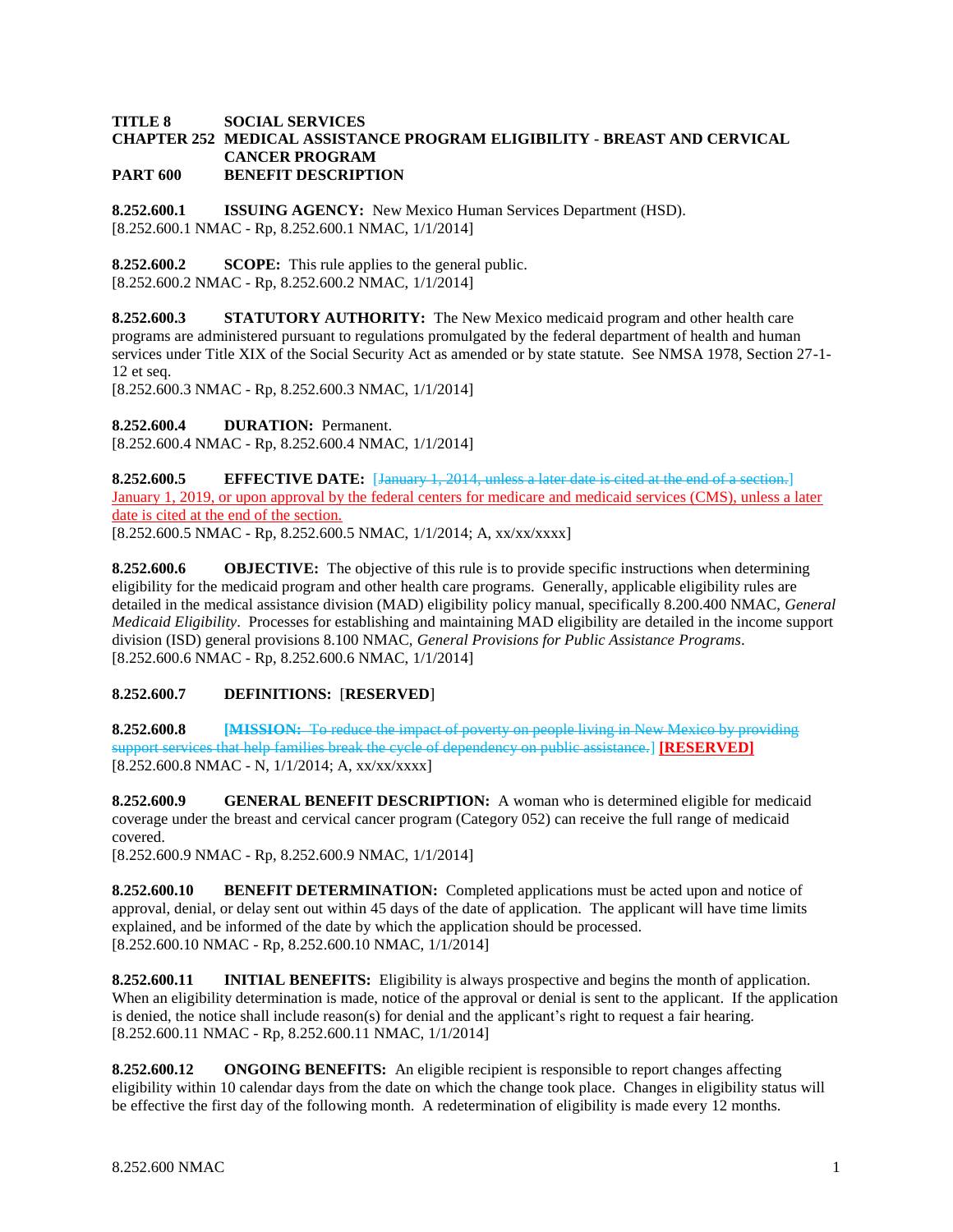**TITLE 8 SOCIAL SERVICES**
**CHAPTER 252 MEDICAL ASSISTANCE PROGRAM ELIGIBILITY - BREAST AND CERVICAL CANCER PROGRAM**
**PART 600 BENEFIT DESCRIPTION**

**8.252.600.1 ISSUING AGENCY:** New Mexico Human Services Department (HSD).
[8.252.600.1 NMAC - Rp, 8.252.600.1 NMAC, 1/1/2014]

**8.252.600.2 SCOPE:** This rule applies to the general public.
[8.252.600.2 NMAC - Rp, 8.252.600.2 NMAC, 1/1/2014]

**8.252.600.3 STATUTORY AUTHORITY:** The New Mexico medicaid program and other health care programs are administered pursuant to regulations promulgated by the federal department of health and human services under Title XIX of the Social Security Act as amended or by state statute. See NMSA 1978, Section 27-1-12 et seq.
[8.252.600.3 NMAC - Rp, 8.252.600.3 NMAC, 1/1/2014]

**8.252.600.4 DURATION:** Permanent.
[8.252.600.4 NMAC - Rp, 8.252.600.4 NMAC, 1/1/2014]

**8.252.600.5 EFFECTIVE DATE:** [~~January 1, 2014, unless a later date is cited at the end of a section.~~] January 1, 2019, or upon approval by the federal centers for medicare and medicaid services (CMS), unless a later date is cited at the end of the section.
[8.252.600.5 NMAC - Rp, 8.252.600.5 NMAC, 1/1/2014; A, xx/xx/xxxx]

**8.252.600.6 OBJECTIVE:** The objective of this rule is to provide specific instructions when determining eligibility for the medicaid program and other health care programs. Generally, applicable eligibility rules are detailed in the medical assistance division (MAD) eligibility policy manual, specifically 8.200.400 NMAC, *General Medicaid Eligibility*. Processes for establishing and maintaining MAD eligibility are detailed in the income support division (ISD) general provisions 8.100 NMAC, *General Provisions for Public Assistance Programs*.
[8.252.600.6 NMAC - Rp, 8.252.600.6 NMAC, 1/1/2014]

**8.252.600.7 DEFINITIONS:** [**RESERVED**]

**8.252.600.8** [~~**MISSION:** To reduce the impact of poverty on people living in New Mexico by providing support services that help families break the cycle of dependency on public assistance.~~] **[RESERVED]**
[8.252.600.8 NMAC - N, 1/1/2014; A, xx/xx/xxxx]

**8.252.600.9 GENERAL BENEFIT DESCRIPTION:** A woman who is determined eligible for medicaid coverage under the breast and cervical cancer program (Category 052) can receive the full range of medicaid covered.
[8.252.600.9 NMAC - Rp, 8.252.600.9 NMAC, 1/1/2014]

**8.252.600.10 BENEFIT DETERMINATION:** Completed applications must be acted upon and notice of approval, denial, or delay sent out within 45 days of the date of application. The applicant will have time limits explained, and be informed of the date by which the application should be processed.
[8.252.600.10 NMAC - Rp, 8.252.600.10 NMAC, 1/1/2014]

**8.252.600.11 INITIAL BENEFITS:** Eligibility is always prospective and begins the month of application. When an eligibility determination is made, notice of the approval or denial is sent to the applicant. If the application is denied, the notice shall include reason(s) for denial and the applicant's right to request a fair hearing.
[8.252.600.11 NMAC - Rp, 8.252.600.11 NMAC, 1/1/2014]

**8.252.600.12 ONGOING BENEFITS:** An eligible recipient is responsible to report changes affecting eligibility within 10 calendar days from the date on which the change took place. Changes in eligibility status will be effective the first day of the following month. A redetermination of eligibility is made every 12 months.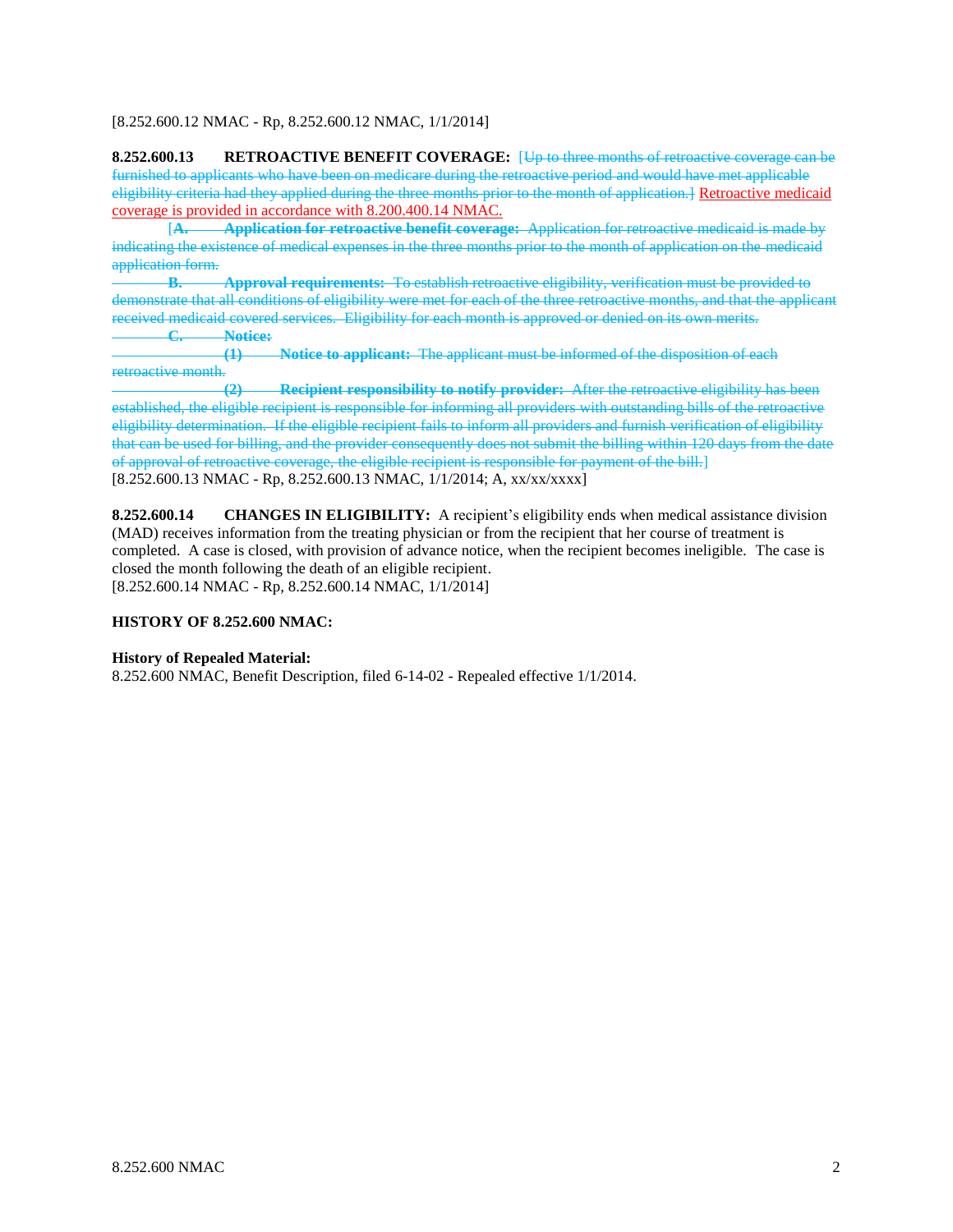[8.252.600.12 NMAC - Rp, 8.252.600.12 NMAC, 1/1/2014]

**8.252.600.13 RETROACTIVE BENEFIT COVERAGE:** ~~[Up to three months of retroactive coverage can be furnished to applicants who have been on medicare during the retroactive period and would have met applicable eligibility criteria had they applied during the three months prior to the month of application.]~~ Retroactive medicaid coverage is provided in accordance with 8.200.400.14 NMAC.

~~[**A. Application for retroactive benefit coverage:** Application for retroactive medicaid is made by indicating the existence of medical expenses in the three months prior to the month of application on the medicaid application form.~~

~~**B. Approval requirements:** To establish retroactive eligibility, verification must be provided to demonstrate that all conditions of eligibility were met for each of the three retroactive months, and that the applicant received medicaid covered services. Eligibility for each month is approved or denied on its own merits.~~

~~**C. Notice:**~~

~~**(1) Notice to applicant:** The applicant must be informed of the disposition of each retroactive month.~~

~~**(2) Recipient responsibility to notify provider:** After the retroactive eligibility has been established, the eligible recipient is responsible for informing all providers with outstanding bills of the retroactive eligibility determination. If the eligible recipient fails to inform all providers and furnish verification of eligibility that can be used for billing, and the provider consequently does not submit the billing within 120 days from the date of approval of retroactive coverage, the eligible recipient is responsible for payment of the bill.]~~

[8.252.600.13 NMAC - Rp, 8.252.600.13 NMAC, 1/1/2014; A, xx/xx/xxxx]

**8.252.600.14 CHANGES IN ELIGIBILITY:** A recipient's eligibility ends when medical assistance division (MAD) receives information from the treating physician or from the recipient that her course of treatment is completed. A case is closed, with provision of advance notice, when the recipient becomes ineligible. The case is closed the month following the death of an eligible recipient.

[8.252.600.14 NMAC - Rp, 8.252.600.14 NMAC, 1/1/2014]

**HISTORY OF 8.252.600 NMAC:**

**History of Repealed Material:**

8.252.600 NMAC, Benefit Description, filed 6-14-02 - Repealed effective 1/1/2014.